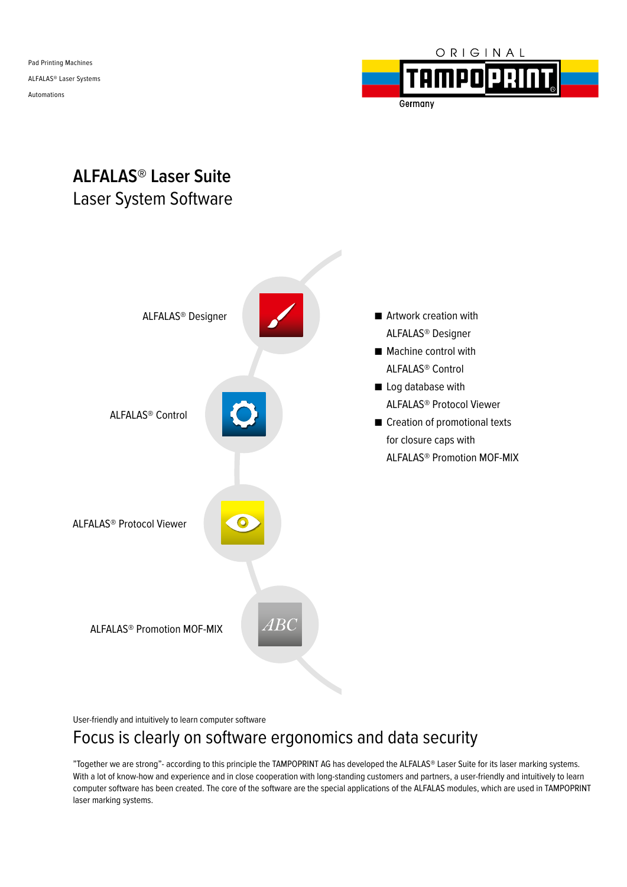Pad Printing Machines

ALFALAS® Laser Systems

Automations

ORIGINAL TAMPOPRINT Germany

# ALFALAS® Laser Suite

## Laser System Software

ALFALAS® Designer

ALFALAS® Control

ALFALAS® Protocol Viewer

ALFALAS® Promotion MOF-MIX

- Artwork creation with ALFALAS® Designer
- Machine control with ALFALAS® Control
- Log database with ALFALAS® Protocol Viewer
- Creation of promotional texts for closure caps with ALFALAS® Promotion MOF-MIX

User-friendly and intuitively to learn computer software

## Focus is clearly on software ergonomics and data security

"Together we are strong"- according to this principle the TAMPOPRINT AG has developed the ALFALAS® Laser Suite for its laser marking systems. With a lot of know-how and experience and in close cooperation with long-standing customers and partners, a user-friendly and intuitively to learn computer software has been created. The core of the software are the special applications of the ALFALAS modules, which are used in TAMPOPRINT laser marking systems.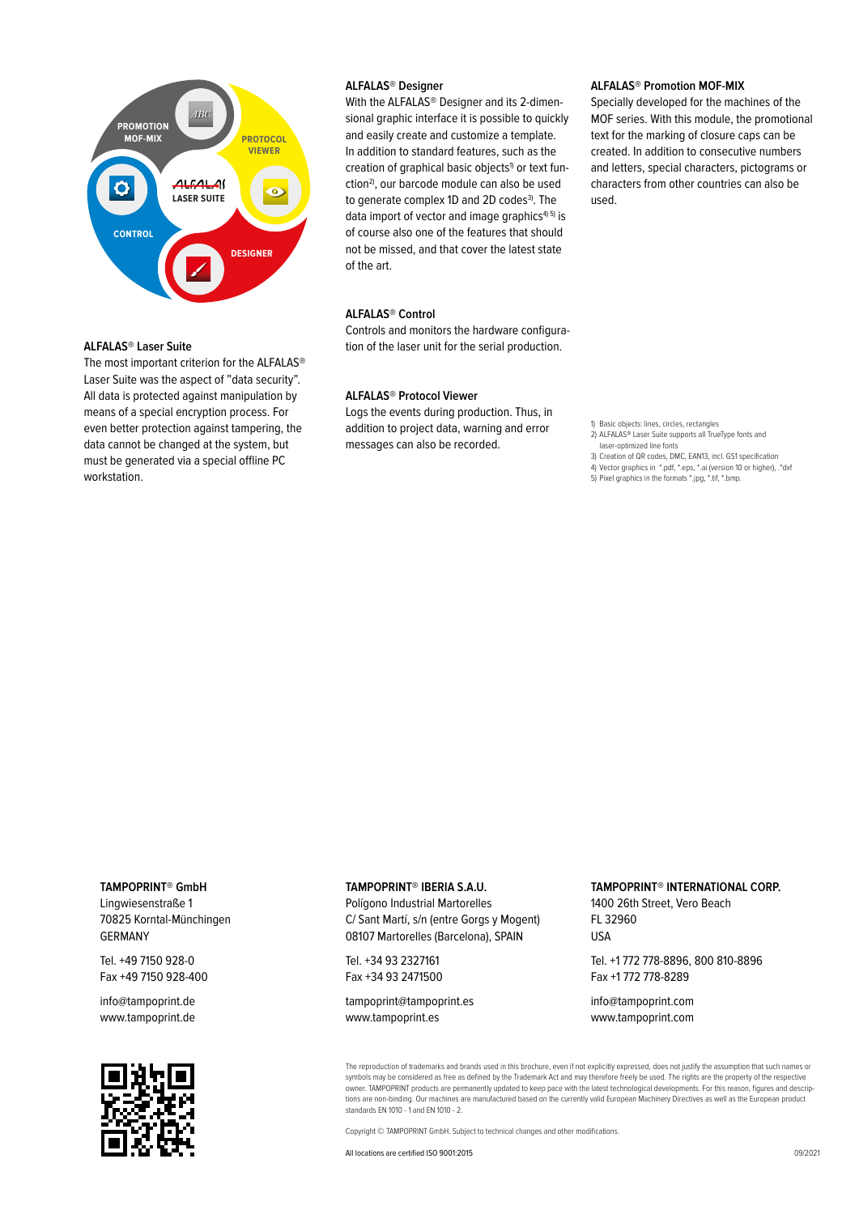PROMOTION MOF-MIX

PROTOCOL VIEWER

ALFALAS LASER SUITE

CONTROL

DESIGNER

### ALFALAS® Laser Suite

The most important criterion for the ALFALAS® Laser Suite was the aspect of "data security". All data is protected against manipulation by means of a special encryption process. For even better protection against tampering, the data cannot be changed at the system, but must be generated via a special offline PC workstation.

### ALFALAS® Designer

With the ALFALAS® Designer and its 2-dimensional graphic interface it is possible to quickly and easily create and customize a template. In addition to standard features, such as the creation of graphical basic objects[1] or text function[2], our barcode module can also be used to generate complex 1D and 2D codes[3]. The data import of vector and image graphics[4] [5] is of course also one of the features that should not be missed, and that cover the latest state of the art.

### ALFALAS® Control

Controls and monitors the hardware configuration of the laser unit for the serial production.

### ALFALAS® Protocol Viewer

Logs the events during production. Thus, in addition to project data, warning and error messages can also be recorded.

### ALFALAS® Promotion MOF-MIX

Specially developed for the machines of the MOF series. With this module, the promotional text for the marking of closure caps can be created. In addition to consecutive numbers and letters, special characters, pictograms or characters from other countries can also be used.

1) Basic objects: lines, circles, rectangles
2) ALFALAS® Laser Suite supports all TrueType fonts and laser-optimized line fonts
3) Creation of QR codes, DMC, EAN13, incl. GS1 specification
4) Vector graphics in *.pdf, *.eps, *.ai (version 10 or higher), .*dxf
5) Pixel graphics in the formats *.jpg, *.tif, *.bmp.

**TAMPOPRINT® GmbH**
Lingwiesenstraße 1
70825 Korntal-Münchingen
GERMANY

Tel. +49 7150 928-0
Fax +49 7150 928-400

info@tampoprint.de
www.tampoprint.de

**TAMPOPRINT® IBERIA S.A.U.**
Polígono Industrial Martorelles
C/ Sant Martí, s/n (entre Gorgs y Mogent)
08107 Martorelles (Barcelona), SPAIN

Tel. +34 93 2327161
Fax +34 93 2471500

tampoprint@tampoprint.es
www.tampoprint.es

**TAMPOPRINT® INTERNATIONAL CORP.**
1400 26th Street, Vero Beach
FL 32960
USA

Tel. +1 772 778-8896, 800 810-8896
Fax +1 772 778-8289

info@tampoprint.com
www.tampoprint.com

The reproduction of trademarks and brands used in this brochure, even if not explicitly expressed, does not justify the assumption that such names or symbols may be considered as free as defined by the Trademark Act and may therefore freely be used. The rights are the property of the respective owner. TAMPOPRINT products are permanently updated to keep pace with the latest technological developments. For this reason, figures and descriptions are non-binding. Our machines are manufactured based on the currently valid European Machinery Directives as well as the European product standards EN 1010 - 1 and EN 1010 - 2.

Copyright © TAMPOPRINT GmbH. Subject to technical changes and other modifications.

All locations are certified ISO 9001:2015

09/2021